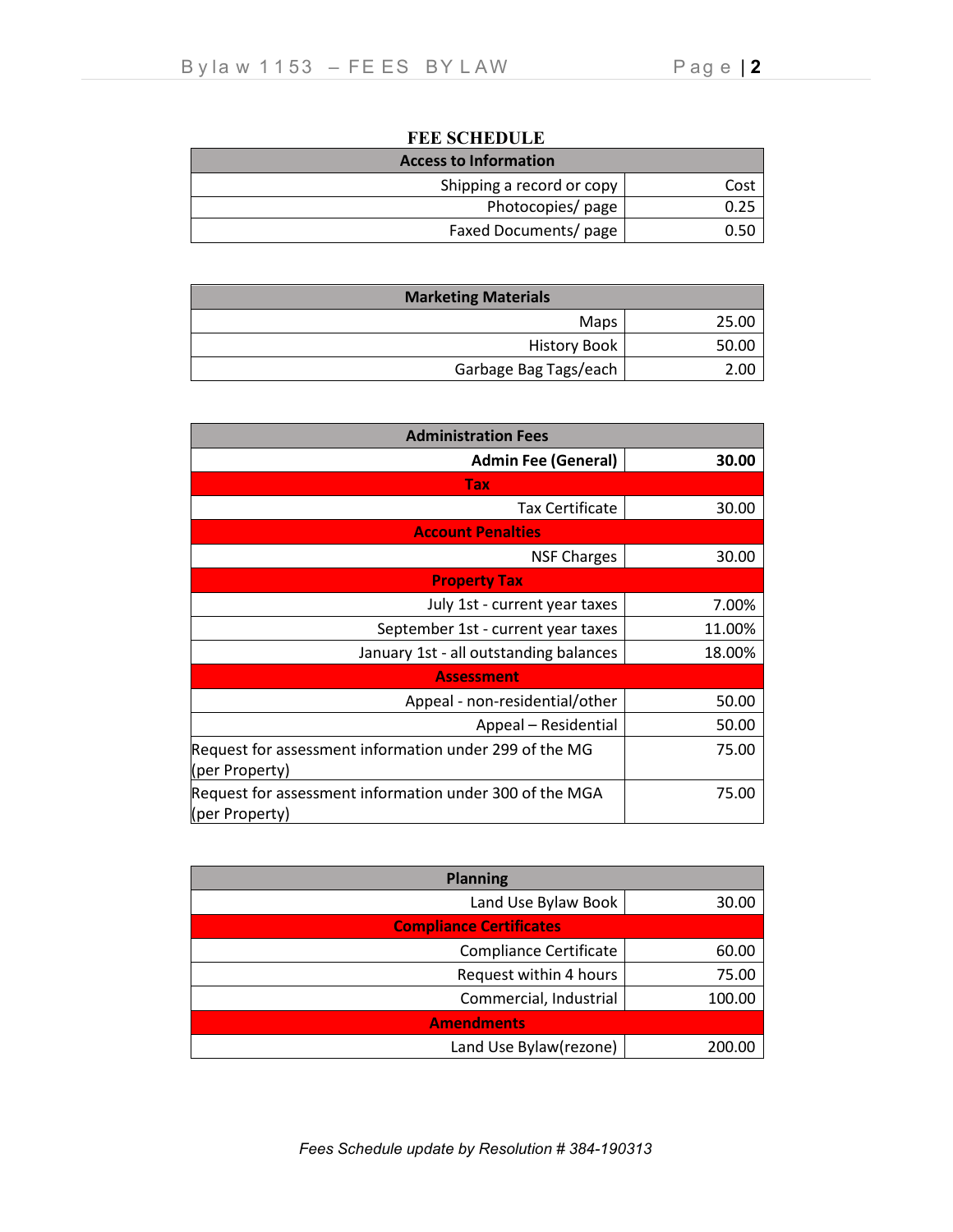## FEE SCHEDULE

| Access to Information | |
|---|---|
| Shipping a record or copy | Cost |
| Photocopies/ page | 0.25 |
| Faxed Documents/ page | 0.50 |

| Marketing Materials | |
|---|---|
| Maps | 25.00 |
| History Book | 50.00 |
| Garbage Bag Tags/each | 2.00 |

| Administration Fees | |
|---|---|
| **Admin Fee (General)** | **30.00** |
| **Tax** | |
| Tax Certificate | 30.00 |
| **Account Penalties** | |
| NSF Charges | 30.00 |
| **Property Tax** | |
| July 1st - current year taxes | 7.00% |
| September 1st - current year taxes | 11.00% |
| January 1st - all outstanding balances | 18.00% |
| **Assessment** | |
| Appeal - non-residential/other | 50.00 |
| Appeal – Residential | 50.00 |
| Request for assessment information under 299 of the MG (per Property) | 75.00 |
| Request for assessment information under 300 of the MGA (per Property) | 75.00 |

| Planning | |
|---|---|
| Land Use Bylaw Book | 30.00 |
| **Compliance Certificates** | |
| Compliance Certificate | 60.00 |
| Request within 4 hours | 75.00 |
| Commercial, Industrial | 100.00 |
| **Amendments** | |
| Land Use Bylaw(rezone) | 200.00 |

*Fees Schedule update by Resolution # 384-190313*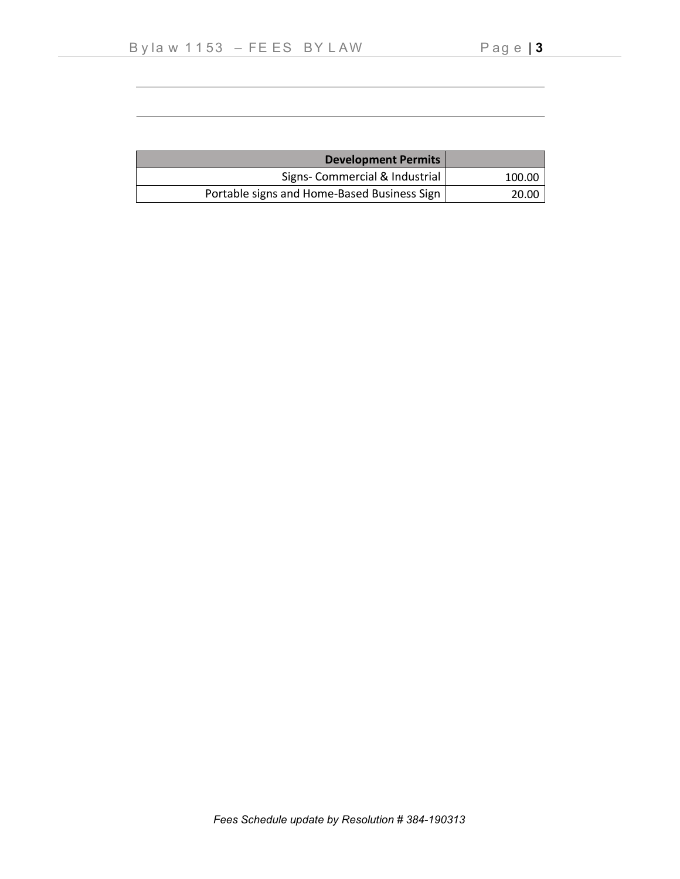| Development Permits | |
|---|---|
| Signs- Commercial & Industrial | 100.00 |
| Portable signs and Home-Based Business Sign | 20.00 |

*Fees Schedule update by Resolution # 384-190313*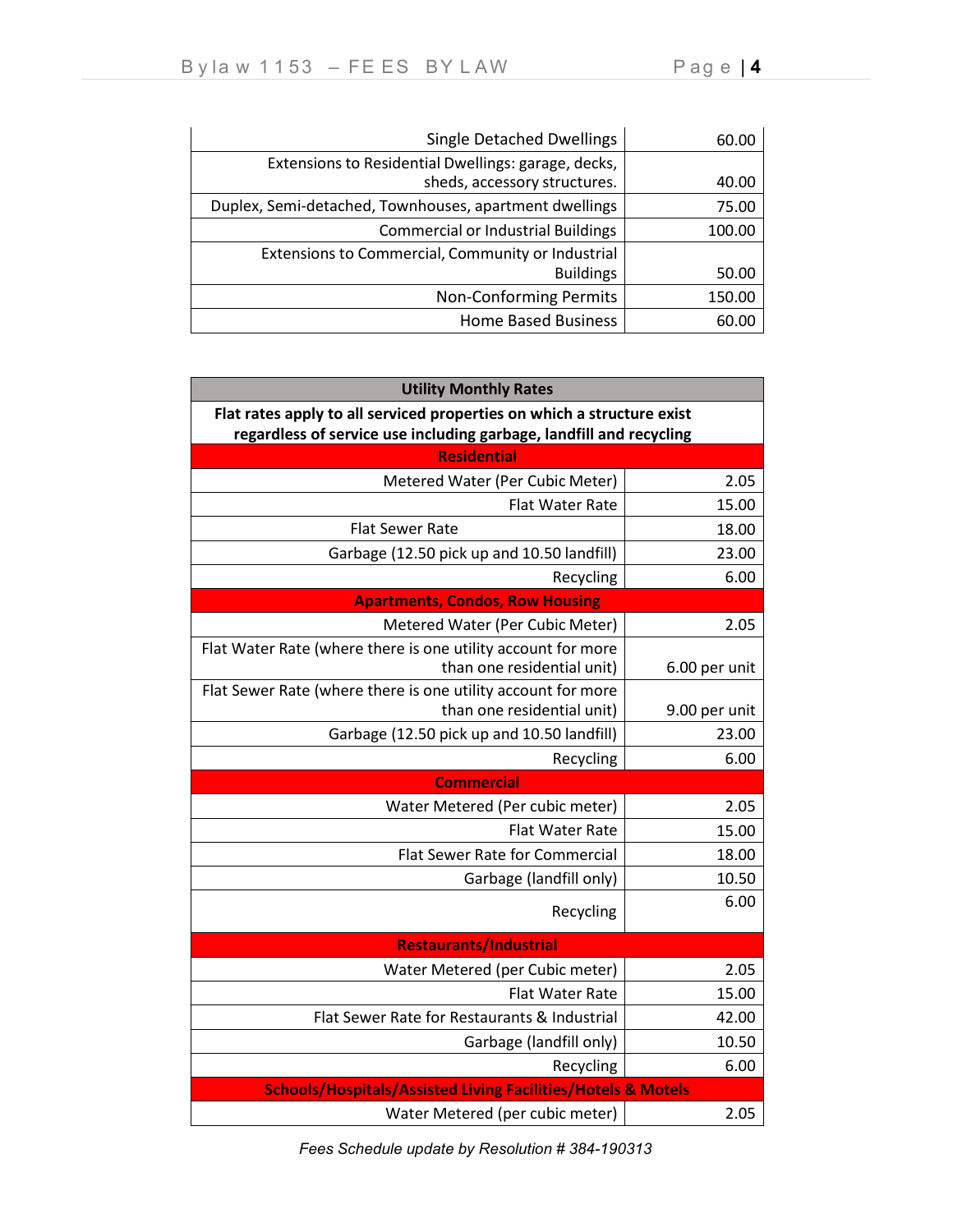| | |
|---|---|
| Single Detached Dwellings | 60.00 |
| Extensions to Residential Dwellings: garage, decks, sheds, accessory structures. | 40.00 |
| Duplex, Semi-detached, Townhouses, apartment dwellings | 75.00 |
| Commercial or Industrial Buildings | 100.00 |
| Extensions to Commercial, Community or Industrial Buildings | 50.00 |
| Non-Conforming Permits | 150.00 |
| Home Based Business | 60.00 |

| **Utility Monthly Rates** | |
|---|---|
| **Flat rates apply to all serviced properties on which a structure exist regardless of service use including garbage, landfill and recycling** | |
| **Residential** | |
| Metered Water (Per Cubic Meter) | 2.05 |
| Flat Water Rate | 15.00 |
| Flat Sewer Rate | 18.00 |
| Garbage (12.50 pick up and 10.50 landfill) | 23.00 |
| Recycling | 6.00 |
| **Apartments, Condos, Row Housing** | |
| Metered Water (Per Cubic Meter) | 2.05 |
| Flat Water Rate (where there is one utility account for more than one residential unit) | 6.00 per unit |
| Flat Sewer Rate (where there is one utility account for more than one residential unit) | 9.00 per unit |
| Garbage (12.50 pick up and 10.50 landfill) | 23.00 |
| Recycling | 6.00 |
| **Commercial** | |
| Water Metered (Per cubic meter) | 2.05 |
| Flat Water Rate | 15.00 |
| Flat Sewer Rate for Commercial | 18.00 |
| Garbage (landfill only) | 10.50 |
| Recycling | 6.00 |
| **Restaurants/Industrial** | |
| Water Metered (per Cubic meter) | 2.05 |
| Flat Water Rate | 15.00 |
| Flat Sewer Rate for Restaurants & Industrial | 42.00 |
| Garbage (landfill only) | 10.50 |
| Recycling | 6.00 |
| **Schools/Hospitals/Assisted Living Facilities/Hotels & Motels** | |
| Water Metered (per cubic meter) | 2.05 |

*Fees Schedule update by Resolution # 384-190313*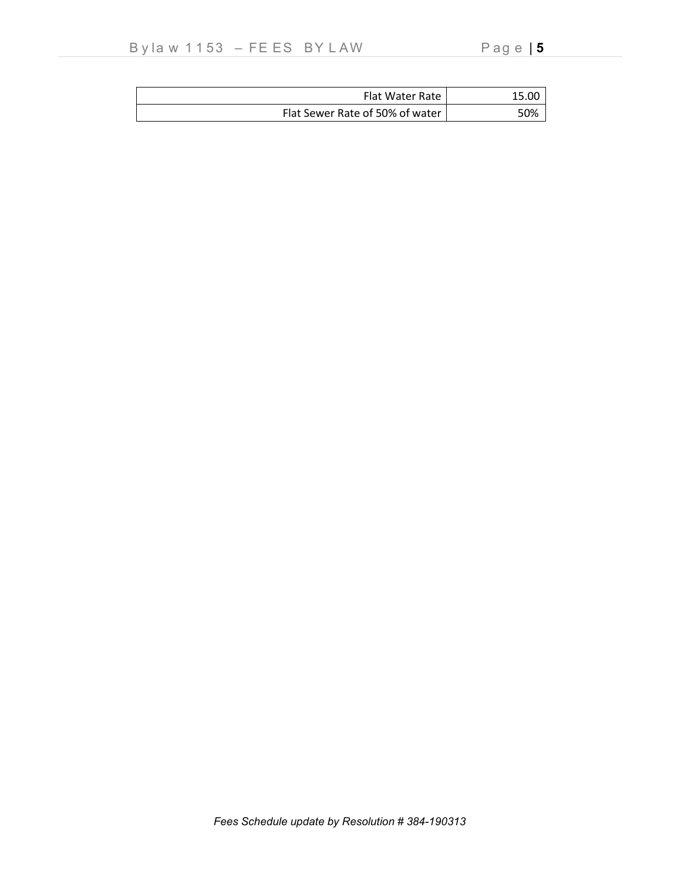| | |
|---|---|
| Flat Water Rate | 15.00 |
| Flat Sewer Rate of 50% of water | 50% |

*Fees Schedule update by Resolution # 384-190313*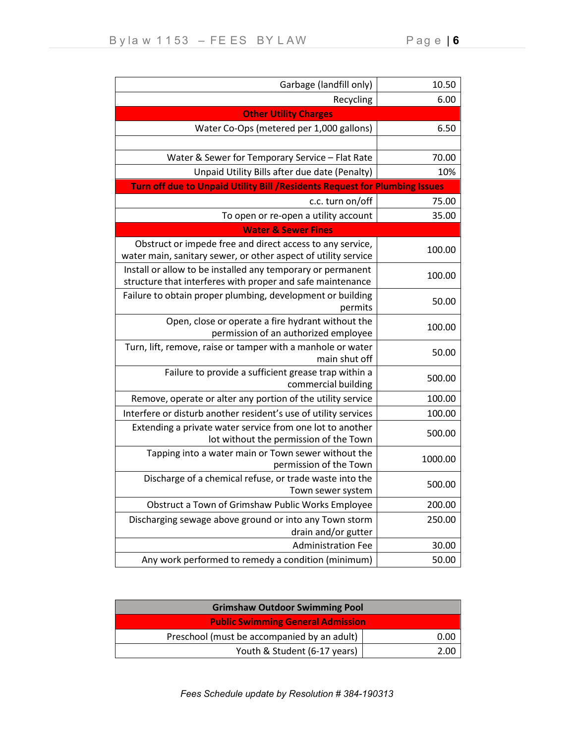| | |
|---|---|
| Garbage (landfill only) | 10.50 |
| Recycling | 6.00 |
| **Other Utility Charges** | |
| Water Co-Ops (metered per 1,000 gallons) | 6.50 |
| | |
| Water & Sewer for Temporary Service – Flat Rate | 70.00 |
| Unpaid Utility Bills after due date (Penalty) | 10% |
| **Turn off due to Unpaid Utility Bill /Residents Request for Plumbing Issues** | |
| c.c. turn on/off | 75.00 |
| To open or re-open a utility account | 35.00 |
| **Water & Sewer Fines** | |
| Obstruct or impede free and direct access to any service, water main, sanitary sewer, or other aspect of utility service | 100.00 |
| Install or allow to be installed any temporary or permanent structure that interferes with proper and safe maintenance | 100.00 |
| Failure to obtain proper plumbing, development or building permits | 50.00 |
| Open, close or operate a fire hydrant without the permission of an authorized employee | 100.00 |
| Turn, lift, remove, raise or tamper with a manhole or water main shut off | 50.00 |
| Failure to provide a sufficient grease trap within a commercial building | 500.00 |
| Remove, operate or alter any portion of the utility service | 100.00 |
| Interfere or disturb another resident's use of utility services | 100.00 |
| Extending a private water service from one lot to another lot without the permission of the Town | 500.00 |
| Tapping into a water main or Town sewer without the permission of the Town | 1000.00 |
| Discharge of a chemical refuse, or trade waste into the Town sewer system | 500.00 |
| Obstruct a Town of Grimshaw Public Works Employee | 200.00 |
| Discharging sewage above ground or into any Town storm drain and/or gutter | 250.00 |
| Administration Fee | 30.00 |
| Any work performed to remedy a condition (minimum) | 50.00 |

| **Grimshaw Outdoor Swimming Pool** | |
|---|---|
| **Public Swimming General Admission** | |
| Preschool (must be accompanied by an adult) | 0.00 |
| Youth & Student (6-17 years) | 2.00 |

*Fees Schedule update by Resolution # 384-190313*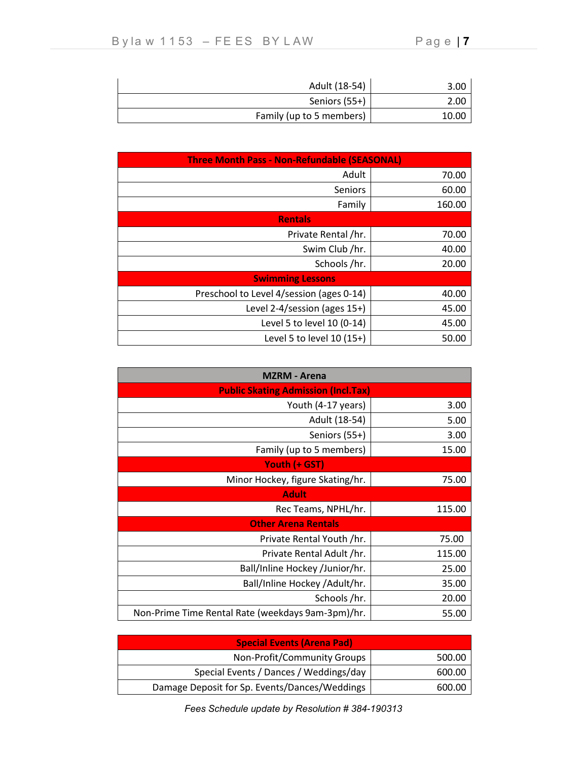| | |
|---|---|
| Adult (18-54) | 3.00 |
| Seniors (55+) | 2.00 |
| Family (up to 5 members) | 10.00 |

| **Three Month Pass - Non-Refundable (SEASONAL)** | |
|---|---|
| Adult | 70.00 |
| Seniors | 60.00 |
| Family | 160.00 |
| **Rentals** | |
| Private Rental /hr. | 70.00 |
| Swim Club /hr. | 40.00 |
| Schools /hr. | 20.00 |
| **Swimming Lessons** | |
| Preschool to Level 4/session (ages 0-14) | 40.00 |
| Level 2-4/session (ages 15+) | 45.00 |
| Level 5 to level 10 (0-14) | 45.00 |
| Level 5 to level 10 (15+) | 50.00 |

| **MZRM - Arena** | |
|---|---|
| **Public Skating Admission (Incl.Tax)** | |
| Youth (4-17 years) | 3.00 |
| Adult (18-54) | 5.00 |
| Seniors (55+) | 3.00 |
| Family (up to 5 members) | 15.00 |
| **Youth (+ GST)** | |
| Minor Hockey, figure Skating/hr. | 75.00 |
| **Adult** | |
| Rec Teams, NPHL/hr. | 115.00 |
| **Other Arena Rentals** | |
| Private Rental Youth /hr. | 75.00 |
| Private Rental Adult /hr. | 115.00 |
| Ball/Inline Hockey /Junior/hr. | 25.00 |
| Ball/Inline Hockey /Adult/hr. | 35.00 |
| Schools /hr. | 20.00 |
| Non-Prime Time Rental Rate (weekdays 9am-3pm)/hr. | 55.00 |

| **Special Events (Arena Pad)** | |
|---|---|
| Non-Profit/Community Groups | 500.00 |
| Special Events / Dances / Weddings/day | 600.00 |
| Damage Deposit for Sp. Events/Dances/Weddings | 600.00 |

*Fees Schedule update by Resolution # 384-190313*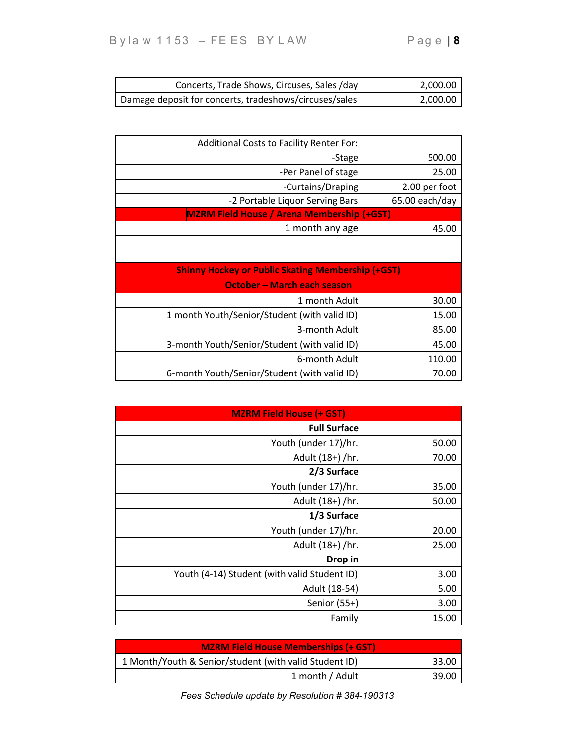| | |
|---|---|
| Concerts, Trade Shows, Circuses, Sales /day | 2,000.00 |
| Damage deposit for concerts, tradeshows/circuses/sales | 2,000.00 |

| | |
|---|---|
| Additional Costs to Facility Renter For: | |
| -Stage | 500.00 |
| -Per Panel of stage | 25.00 |
| -Curtains/Draping | 2.00 per foot |
| -2 Portable Liquor Serving Bars | 65.00 each/day |
| **MZRM Field House / Arena Membership (+GST)** | |
| 1 month any age | 45.00 |
| | |
| **Shinny Hockey or Public Skating Membership (+GST)** | |
| **October – March each season** | |
| 1 month Adult | 30.00 |
| 1 month Youth/Senior/Student (with valid ID) | 15.00 |
| 3-month Adult | 85.00 |
| 3-month Youth/Senior/Student (with valid ID) | 45.00 |
| 6-month Adult | 110.00 |
| 6-month Youth/Senior/Student (with valid ID) | 70.00 |

| **MZRM Field House (+ GST)** | |
|---|---|
| **Full Surface** | |
| Youth (under 17)/hr. | 50.00 |
| Adult (18+) /hr. | 70.00 |
| **2/3 Surface** | |
| Youth (under 17)/hr. | 35.00 |
| Adult (18+) /hr. | 50.00 |
| **1/3 Surface** | |
| Youth (under 17)/hr. | 20.00 |
| Adult (18+) /hr. | 25.00 |
| **Drop in** | |
| Youth (4-14) Student (with valid Student ID) | 3.00 |
| Adult (18-54) | 5.00 |
| Senior (55+) | 3.00 |
| Family | 15.00 |

| **MZRM Field House Memberships (+ GST)** | |
|---|---|
| 1 Month/Youth & Senior/student (with valid Student ID) | 33.00 |
| 1 month / Adult | 39.00 |

*Fees Schedule update by Resolution # 384-190313*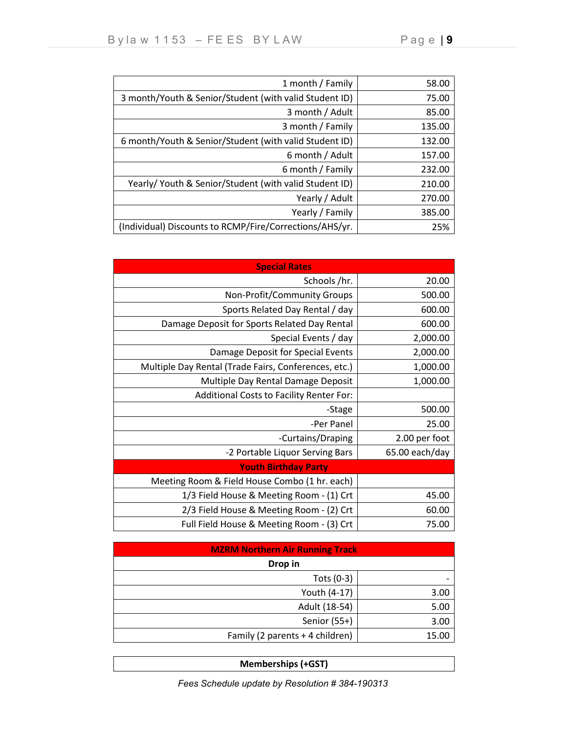| | |
|---|---|
| 1 month / Family | 58.00 |
| 3 month/Youth & Senior/Student (with valid Student ID) | 75.00 |
| 3 month / Adult | 85.00 |
| 3 month / Family | 135.00 |
| 6 month/Youth & Senior/Student (with valid Student ID) | 132.00 |
| 6 month / Adult | 157.00 |
| 6 month / Family | 232.00 |
| Yearly/ Youth & Senior/Student (with valid Student ID) | 210.00 |
| Yearly / Adult | 270.00 |
| Yearly / Family | 385.00 |
| (Individual) Discounts to RCMP/Fire/Corrections/AHS/yr. | 25% |

| **Special Rates** | |
|---|---|
| Schools /hr. | 20.00 |
| Non-Profit/Community Groups | 500.00 |
| Sports Related Day Rental / day | 600.00 |
| Damage Deposit for Sports Related Day Rental | 600.00 |
| Special Events / day | 2,000.00 |
| Damage Deposit for Special Events | 2,000.00 |
| Multiple Day Rental (Trade Fairs, Conferences, etc.) | 1,000.00 |
| Multiple Day Rental Damage Deposit | 1,000.00 |
| Additional Costs to Facility Renter For: | |
| -Stage | 500.00 |
| -Per Panel | 25.00 |
| -Curtains/Draping | 2.00 per foot |
| -2 Portable Liquor Serving Bars | 65.00 each/day |
| **Youth Birthday Party** | |
| Meeting Room & Field House Combo (1 hr. each) | |
| 1/3 Field House & Meeting Room - (1) Crt | 45.00 |
| 2/3 Field House & Meeting Room - (2) Crt | 60.00 |
| Full Field House & Meeting Room - (3) Crt | 75.00 |

| **MZRM Northern Air Running Track** | |
|---|---|
| **Drop in** | |
| Tots (0-3) | - |
| Youth (4-17) | 3.00 |
| Adult (18-54) | 5.00 |
| Senior (55+) | 3.00 |
| Family (2 parents + 4 children) | 15.00 |

| **Memberships (+GST)** |
|---|

*Fees Schedule update by Resolution # 384-190313*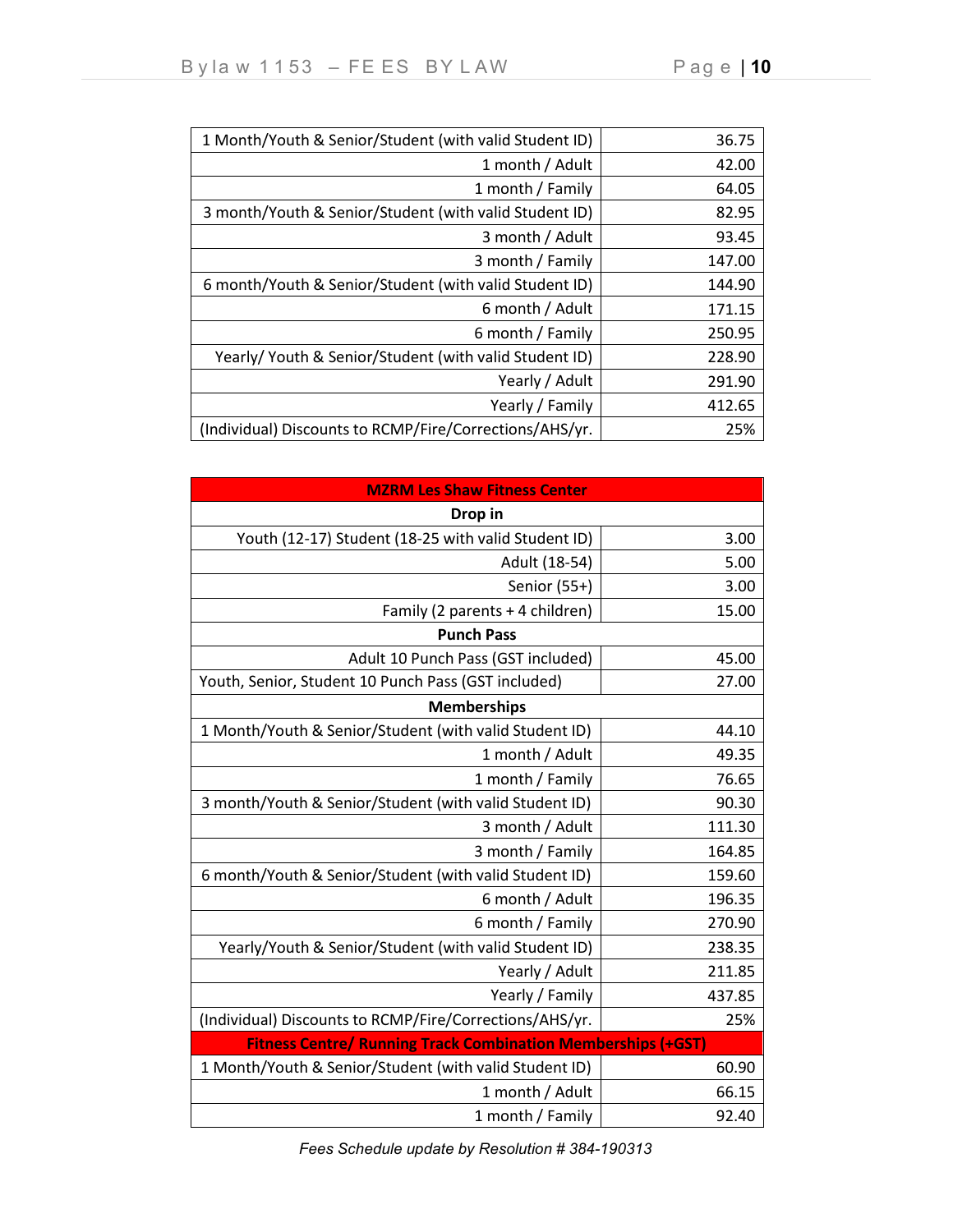| | |
|---|---|
| 1 Month/Youth & Senior/Student (with valid Student ID) | 36.75 |
| 1 month / Adult | 42.00 |
| 1 month / Family | 64.05 |
| 3 month/Youth & Senior/Student (with valid Student ID) | 82.95 |
| 3 month / Adult | 93.45 |
| 3 month / Family | 147.00 |
| 6 month/Youth & Senior/Student (with valid Student ID) | 144.90 |
| 6 month / Adult | 171.15 |
| 6 month / Family | 250.95 |
| Yearly/ Youth & Senior/Student (with valid Student ID) | 228.90 |
| Yearly / Adult | 291.90 |
| Yearly / Family | 412.65 |
| (Individual) Discounts to RCMP/Fire/Corrections/AHS/yr. | 25% |

| **MZRM Les Shaw Fitness Center** | |
|---|---|
| **Drop in** | |
| Youth (12-17) Student (18-25 with valid Student ID) | 3.00 |
| Adult (18-54) | 5.00 |
| Senior (55+) | 3.00 |
| Family (2 parents + 4 children) | 15.00 |
| **Punch Pass** | |
| Adult 10 Punch Pass (GST included) | 45.00 |
| Youth, Senior, Student 10 Punch Pass (GST included) | 27.00 |
| **Memberships** | |
| 1 Month/Youth & Senior/Student (with valid Student ID) | 44.10 |
| 1 month / Adult | 49.35 |
| 1 month / Family | 76.65 |
| 3 month/Youth & Senior/Student (with valid Student ID) | 90.30 |
| 3 month / Adult | 111.30 |
| 3 month / Family | 164.85 |
| 6 month/Youth & Senior/Student (with valid Student ID) | 159.60 |
| 6 month / Adult | 196.35 |
| 6 month / Family | 270.90 |
| Yearly/Youth & Senior/Student (with valid Student ID) | 238.35 |
| Yearly / Adult | 211.85 |
| Yearly / Family | 437.85 |
| (Individual) Discounts to RCMP/Fire/Corrections/AHS/yr. | 25% |
| **Fitness Centre/ Running Track Combination Memberships (+GST)** | |
| 1 Month/Youth & Senior/Student (with valid Student ID) | 60.90 |
| 1 month / Adult | 66.15 |
| 1 month / Family | 92.40 |

*Fees Schedule update by Resolution # 384-190313*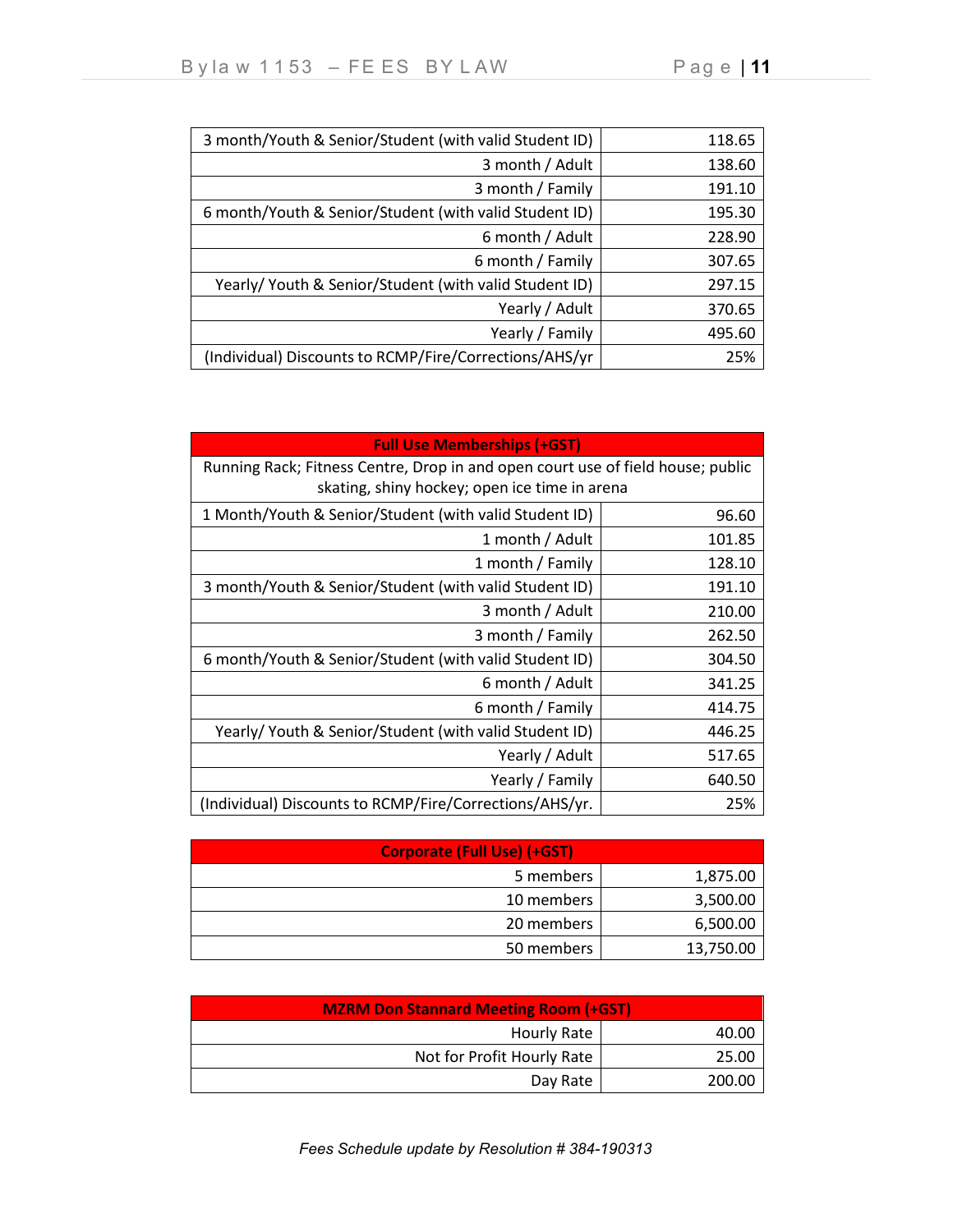| | |
|---|---|
| 3 month/Youth & Senior/Student (with valid Student ID) | 118.65 |
| 3 month / Adult | 138.60 |
| 3 month / Family | 191.10 |
| 6 month/Youth & Senior/Student (with valid Student ID) | 195.30 |
| 6 month / Adult | 228.90 |
| 6 month / Family | 307.65 |
| Yearly/ Youth & Senior/Student (with valid Student ID) | 297.15 |
| Yearly / Adult | 370.65 |
| Yearly / Family | 495.60 |
| (Individual) Discounts to RCMP/Fire/Corrections/AHS/yr | 25% |

| **Full Use Memberships (+GST)** | |
|---|---|
| Running Rack; Fitness Centre, Drop in and open court use of field house; public skating, shiny hockey; open ice time in arena | |
| 1 Month/Youth & Senior/Student (with valid Student ID) | 96.60 |
| 1 month / Adult | 101.85 |
| 1 month / Family | 128.10 |
| 3 month/Youth & Senior/Student (with valid Student ID) | 191.10 |
| 3 month / Adult | 210.00 |
| 3 month / Family | 262.50 |
| 6 month/Youth & Senior/Student (with valid Student ID) | 304.50 |
| 6 month / Adult | 341.25 |
| 6 month / Family | 414.75 |
| Yearly/ Youth & Senior/Student (with valid Student ID) | 446.25 |
| Yearly / Adult | 517.65 |
| Yearly / Family | 640.50 |
| (Individual) Discounts to RCMP/Fire/Corrections/AHS/yr. | 25% |

| **Corporate (Full Use) (+GST)** | |
|---|---|
| 5 members | 1,875.00 |
| 10 members | 3,500.00 |
| 20 members | 6,500.00 |
| 50 members | 13,750.00 |

| **MZRM Don Stannard Meeting Room (+GST)** | |
|---|---|
| Hourly Rate | 40.00 |
| Not for Profit Hourly Rate | 25.00 |
| Day Rate | 200.00 |

*Fees Schedule update by Resolution # 384-190313*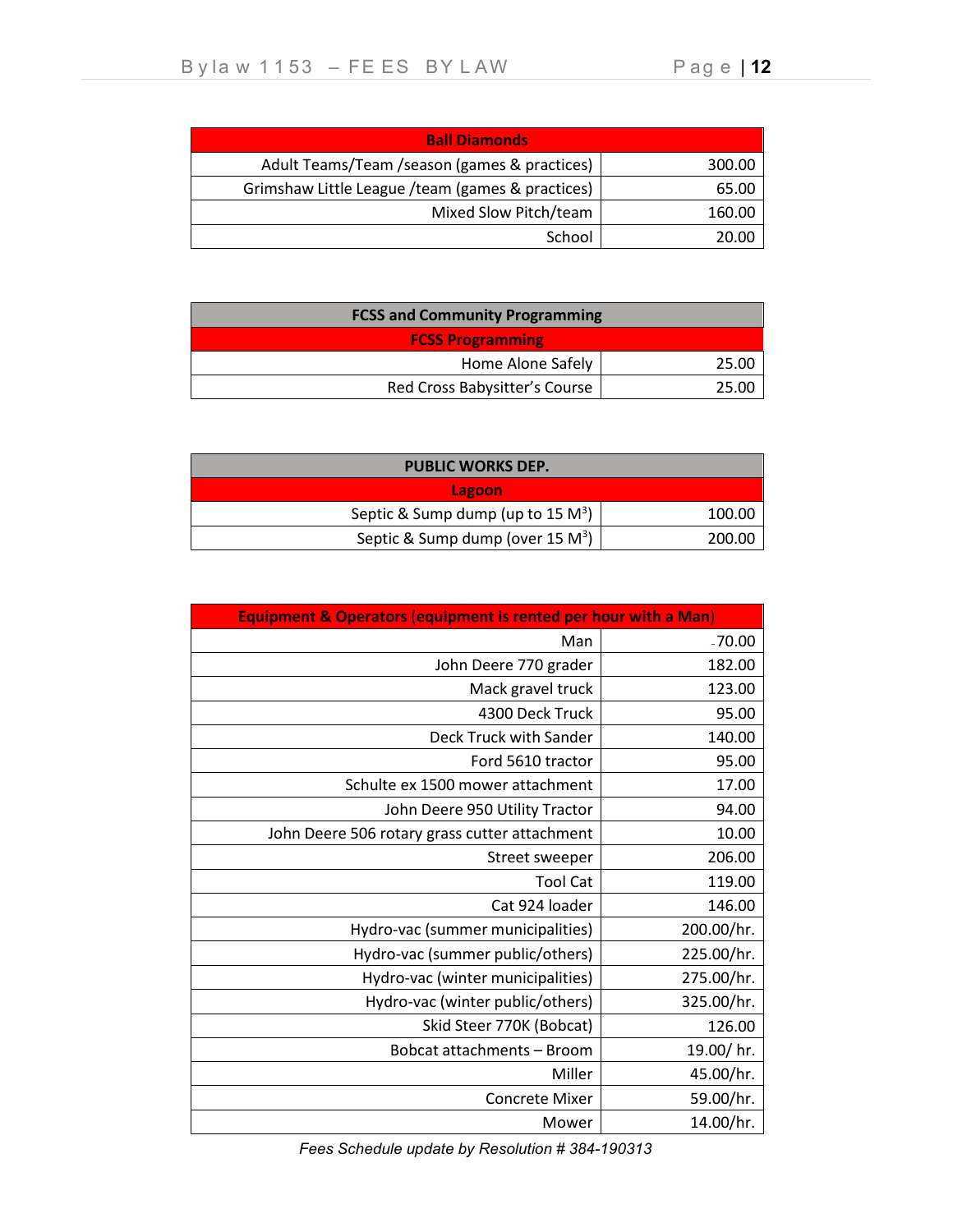| Ball Diamonds | |
| --- | --- |
| Adult Teams/Team /season (games & practices) | 300.00 |
| Grimshaw Little League /team (games & practices) | 65.00 |
| Mixed Slow Pitch/team | 160.00 |
| School | 20.00 |

| FCSS and Community Programming | |
| --- | --- |
| FCSS Programming | |
| Home Alone Safely | 25.00 |
| Red Cross Babysitter's Course | 25.00 |

| PUBLIC WORKS DEP. | |
| --- | --- |
| Lagoon | |
| Septic & Sump dump (up to 15 $M^3$) | 100.00 |
| Septic & Sump dump (over 15 $M^3$) | 200.00 |

| Equipment & Operators (equipment is rented per hour with a Man) | |
| --- | --- |
| Man | 70.00 |
| John Deere 770 grader | 182.00 |
| Mack gravel truck | 123.00 |
| 4300 Deck Truck | 95.00 |
| Deck Truck with Sander | 140.00 |
| Ford 5610 tractor | 95.00 |
| Schulte ex 1500 mower attachment | 17.00 |
| John Deere 950 Utility Tractor | 94.00 |
| John Deere 506 rotary grass cutter attachment | 10.00 |
| Street sweeper | 206.00 |
| Tool Cat | 119.00 |
| Cat 924 loader | 146.00 |
| Hydro-vac (summer municipalities) | 200.00/hr. |
| Hydro-vac (summer public/others) | 225.00/hr. |
| Hydro-vac (winter municipalities) | 275.00/hr. |
| Hydro-vac (winter public/others) | 325.00/hr. |
| Skid Steer 770K (Bobcat) | 126.00 |
| Bobcat attachments – Broom | 19.00/ hr. |
| Miller | 45.00/hr. |
| Concrete Mixer | 59.00/hr. |
| Mower | 14.00/hr. |

*Fees Schedule update by Resolution # 384-190313*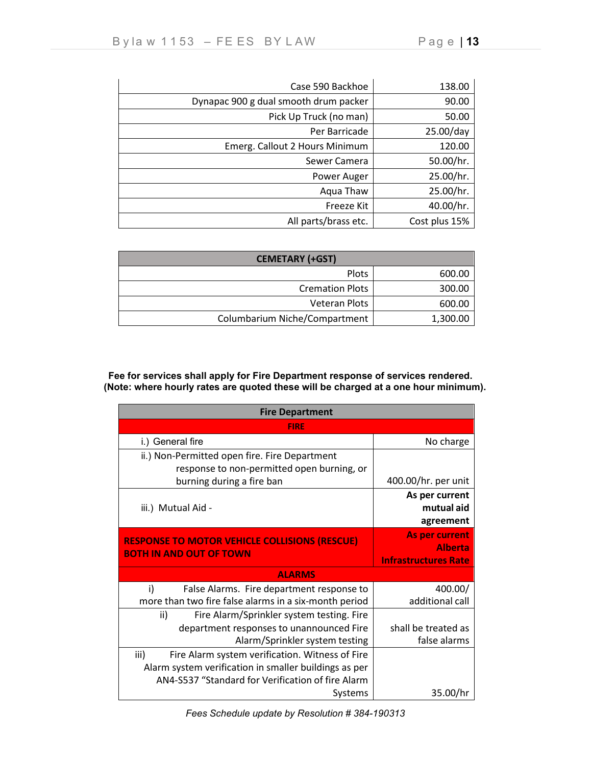| | |
|---|---|
| Case 590 Backhoe | 138.00 |
| Dynapac 900 g dual smooth drum packer | 90.00 |
| Pick Up Truck (no man) | 50.00 |
| Per Barricade | 25.00/day |
| Emerg. Callout 2 Hours Minimum | 120.00 |
| Sewer Camera | 50.00/hr. |
| Power Auger | 25.00/hr. |
| Aqua Thaw | 25.00/hr. |
| Freeze Kit | 40.00/hr. |
| All parts/brass etc. | Cost plus 15% |

| **CEMETARY (+GST)** | |
|---|---|
| Plots | 600.00 |
| Cremation Plots | 300.00 |
| Veteran Plots | 600.00 |
| Columbarium Niche/Compartment | 1,300.00 |

**Fee for services shall apply for Fire Department response of services rendered. (Note: where hourly rates are quoted these will be charged at a one hour minimum).**

| **Fire Department** | |
|---|---|
| **FIRE** | |
| i.) General fire | No charge |
| ii.) Non-Permitted open fire. Fire Department response to non-permitted open burning, or burning during a fire ban | 400.00/hr. per unit |
| iii.) Mutual Aid - | **As per current mutual aid agreement** |
| **RESPONSE TO MOTOR VEHICLE COLLISIONS (RESCUE) BOTH IN AND OUT OF TOWN** | **As per current Alberta Infrastructures Rate** |
| **ALARMS** | |
| i) False Alarms. Fire department response to more than two fire false alarms in a six-month period | 400.00/ additional call |
| ii) Fire Alarm/Sprinkler system testing. Fire department responses to unannounced Fire Alarm/Sprinkler system testing | shall be treated as false alarms |
| iii) Fire Alarm system verification. Witness of Fire Alarm system verification in smaller buildings as per AN4-S537 "Standard for Verification of fire Alarm Systems | 35.00/hr |

*Fees Schedule update by Resolution # 384-190313*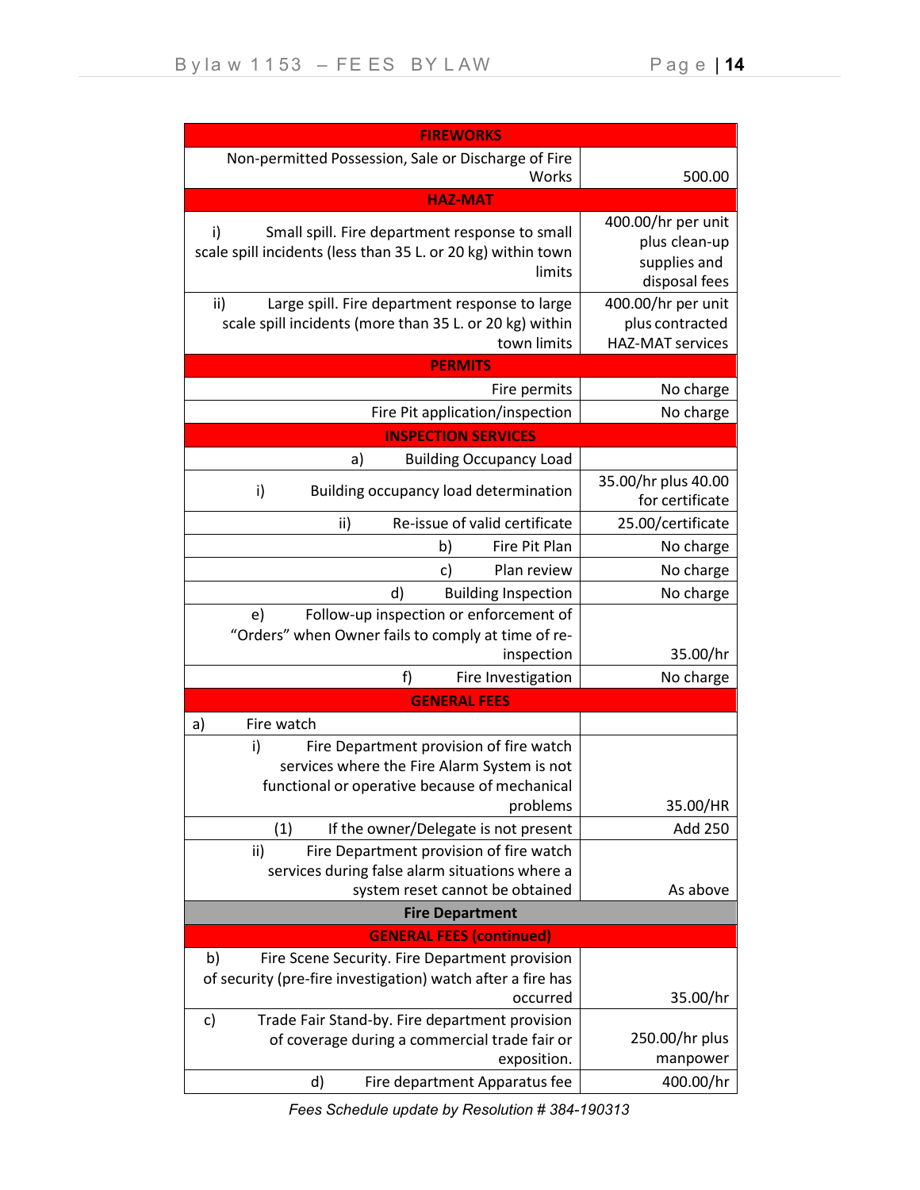| | |
|---|---|
| **FIREWORKS** | |
| Non-permitted Possession, Sale or Discharge of Fire Works | 500.00 |
| **HAZ-MAT** | |
| i) Small spill. Fire department response to small scale spill incidents (less than 35 L. or 20 kg) within town limits | 400.00/hr per unit plus clean-up supplies and disposal fees |
| ii) Large spill. Fire department response to large scale spill incidents (more than 35 L. or 20 kg) within town limits | 400.00/hr per unit plus contracted HAZ-MAT services |
| **PERMITS** | |
| Fire permits | No charge |
| Fire Pit application/inspection | No charge |
| **INSPECTION SERVICES** | |
| a) Building Occupancy Load | |
| i) Building occupancy load determination | 35.00/hr plus 40.00 for certificate |
| ii) Re-issue of valid certificate | 25.00/certificate |
| b) Fire Pit Plan | No charge |
| c) Plan review | No charge |
| d) Building Inspection | No charge |
| e) Follow-up inspection or enforcement of “Orders” when Owner fails to comply at time of re-inspection | 35.00/hr |
| f) Fire Investigation | No charge |
| **GENERAL FEES** | |
| a) Fire watch | |
| i) Fire Department provision of fire watch services where the Fire Alarm System is not functional or operative because of mechanical problems | 35.00/HR |
| (1) If the owner/Delegate is not present | Add 250 |
| ii) Fire Department provision of fire watch services during false alarm situations where a system reset cannot be obtained | As above |
| **Fire Department** | |
| **GENERAL FEES (continued)** | |
| b) Fire Scene Security. Fire Department provision of security (pre-fire investigation) watch after a fire has occurred | 35.00/hr |
| c) Trade Fair Stand-by. Fire department provision of coverage during a commercial trade fair or exposition. | 250.00/hr plus manpower |
| d) Fire department Apparatus fee | 400.00/hr |

*Fees Schedule update by Resolution # 384-190313*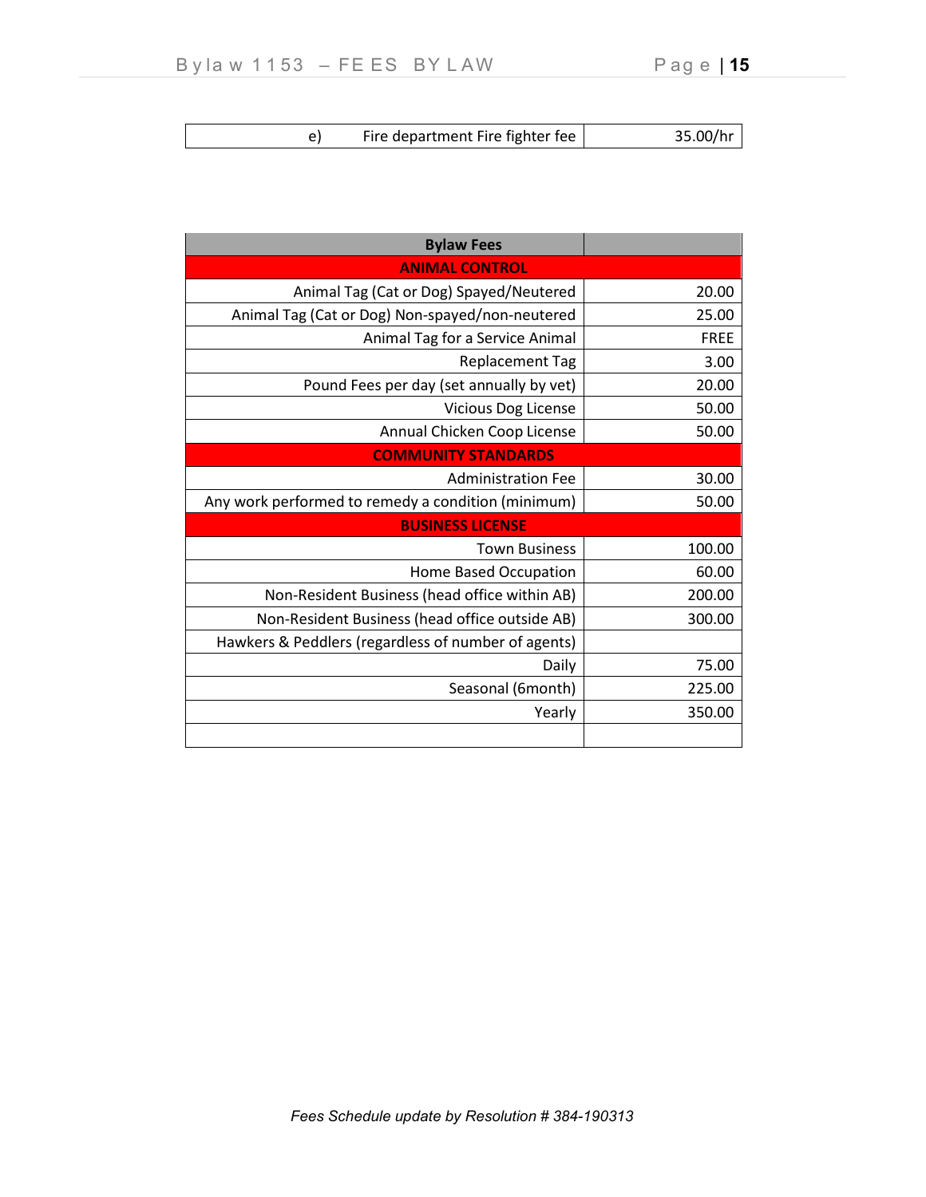| | | |
|---|---|---|
| e) | Fire department Fire fighter fee | 35.00/hr |

| Bylaw Fees | |
|---|---|
| **ANIMAL CONTROL** | |
| Animal Tag (Cat or Dog) Spayed/Neutered | 20.00 |
| Animal Tag (Cat or Dog) Non-spayed/non-neutered | 25.00 |
| Animal Tag for a Service Animal | FREE |
| Replacement Tag | 3.00 |
| Pound Fees per day (set annually by vet) | 20.00 |
| Vicious Dog License | 50.00 |
| Annual Chicken Coop License | 50.00 |
| **COMMUNITY STANDARDS** | |
| Administration Fee | 30.00 |
| Any work performed to remedy a condition (minimum) | 50.00 |
| **BUSINESS LICENSE** | |
| Town Business | 100.00 |
| Home Based Occupation | 60.00 |
| Non-Resident Business (head office within AB) | 200.00 |
| Non-Resident Business (head office outside AB) | 300.00 |
| Hawkers & Peddlers (regardless of number of agents) | |
| Daily | 75.00 |
| Seasonal (6month) | 225.00 |
| Yearly | 350.00 |
| | |

*Fees Schedule update by Resolution # 384-190313*